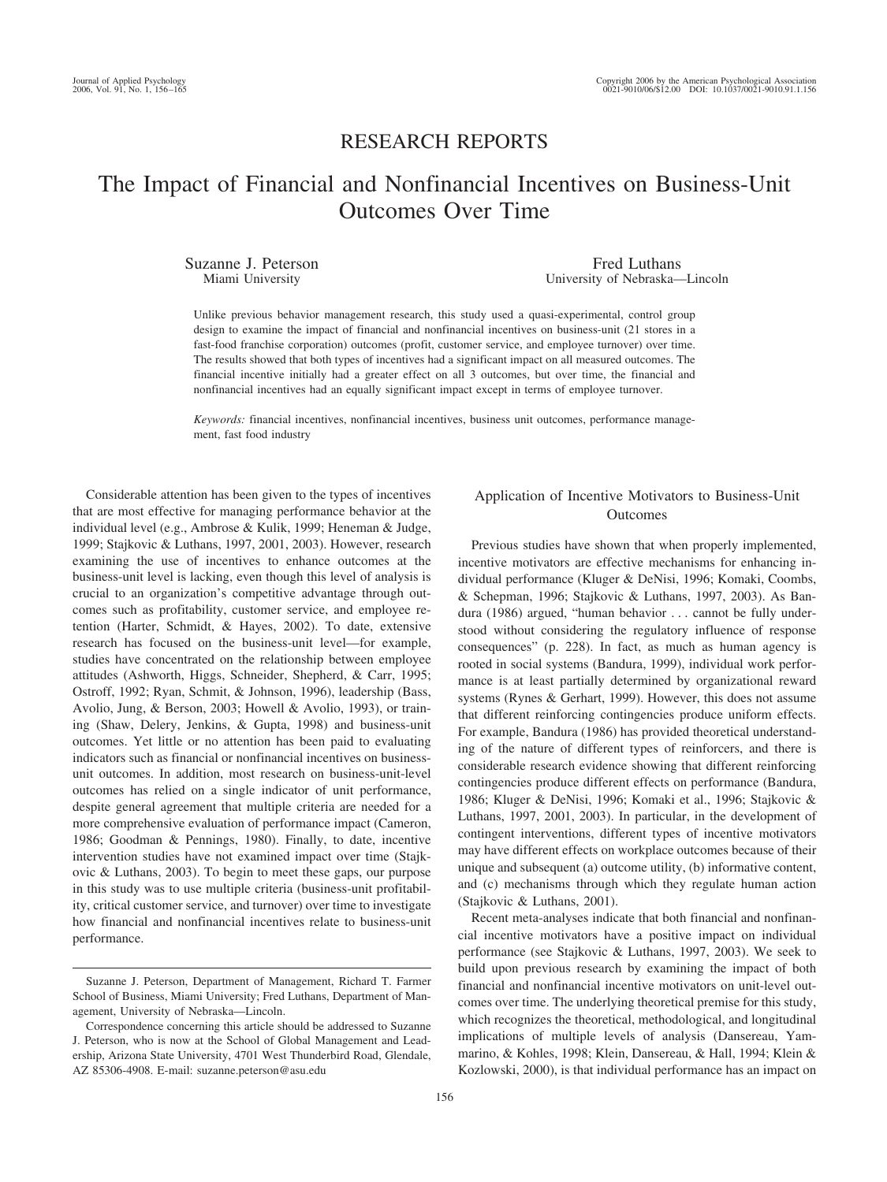RESEARCH REPORTS

# The Impact of Financial and Nonfinancial Incentives on Business-Unit Outcomes Over Time

Suzanne J. Peterson
Miami University

Fred Luthans
University of Nebraska—Lincoln

Unlike previous behavior management research, this study used a quasi-experimental, control group design to examine the impact of financial and nonfinancial incentives on business-unit (21 stores in a fast-food franchise corporation) outcomes (profit, customer service, and employee turnover) over time. The results showed that both types of incentives had a significant impact on all measured outcomes. The financial incentive initially had a greater effect on all 3 outcomes, but over time, the financial and nonfinancial incentives had an equally significant impact except in terms of employee turnover.

*Keywords:* financial incentives, nonfinancial incentives, business unit outcomes, performance management, fast food industry

Considerable attention has been given to the types of incentives that are most effective for managing performance behavior at the individual level (e.g., Ambrose & Kulik, 1999; Heneman & Judge, 1999; Stajkovic & Luthans, 1997, 2001, 2003). However, research examining the use of incentives to enhance outcomes at the business-unit level is lacking, even though this level of analysis is crucial to an organization's competitive advantage through outcomes such as profitability, customer service, and employee retention (Harter, Schmidt, & Hayes, 2002). To date, extensive research has focused on the business-unit level—for example, studies have concentrated on the relationship between employee attitudes (Ashworth, Higgs, Schneider, Shepherd, & Carr, 1995; Ostroff, 1992; Ryan, Schmit, & Johnson, 1996), leadership (Bass, Avolio, Jung, & Berson, 2003; Howell & Avolio, 1993), or training (Shaw, Delery, Jenkins, & Gupta, 1998) and business-unit outcomes. Yet little or no attention has been paid to evaluating indicators such as financial or nonfinancial incentives on business-unit outcomes. In addition, most research on business-unit-level outcomes has relied on a single indicator of unit performance, despite general agreement that multiple criteria are needed for a more comprehensive evaluation of performance impact (Cameron, 1986; Goodman & Pennings, 1980). Finally, to date, incentive intervention studies have not examined impact over time (Stajkovic & Luthans, 2003). To begin to meet these gaps, our purpose in this study was to use multiple criteria (business-unit profitability, critical customer service, and turnover) over time to investigate how financial and nonfinancial incentives relate to business-unit performance.

Suzanne J. Peterson, Department of Management, Richard T. Farmer School of Business, Miami University; Fred Luthans, Department of Management, University of Nebraska—Lincoln.

Correspondence concerning this article should be addressed to Suzanne J. Peterson, who is now at the School of Global Management and Leadership, Arizona State University, 4701 West Thunderbird Road, Glendale, AZ 85306-4908. E-mail: suzanne.peterson@asu.edu

## Application of Incentive Motivators to Business-Unit Outcomes

Previous studies have shown that when properly implemented, incentive motivators are effective mechanisms for enhancing individual performance (Kluger & DeNisi, 1996; Komaki, Coombs, & Schepman, 1996; Stajkovic & Luthans, 1997, 2003). As Bandura (1986) argued, "human behavior . . . cannot be fully understood without considering the regulatory influence of response consequences" (p. 228). In fact, as much as human agency is rooted in social systems (Bandura, 1999), individual work performance is at least partially determined by organizational reward systems (Rynes & Gerhart, 1999). However, this does not assume that different reinforcing contingencies produce uniform effects. For example, Bandura (1986) has provided theoretical understanding of the nature of different types of reinforcers, and there is considerable research evidence showing that different reinforcing contingencies produce different effects on performance (Bandura, 1986; Kluger & DeNisi, 1996; Komaki et al., 1996; Stajkovic & Luthans, 1997, 2001, 2003). In particular, in the development of contingent interventions, different types of incentive motivators may have different effects on workplace outcomes because of their unique and subsequent (a) outcome utility, (b) informative content, and (c) mechanisms through which they regulate human action (Stajkovic & Luthans, 2001).

Recent meta-analyses indicate that both financial and nonfinancial incentive motivators have a positive impact on individual performance (see Stajkovic & Luthans, 1997, 2003). We seek to build upon previous research by examining the impact of both financial and nonfinancial incentive motivators on unit-level outcomes over time. The underlying theoretical premise for this study, which recognizes the theoretical, methodological, and longitudinal implications of multiple levels of analysis (Dansereau, Yammarino, & Kohles, 1998; Klein, Dansereau, & Hall, 1994; Klein & Kozlowski, 2000), is that individual performance has an impact on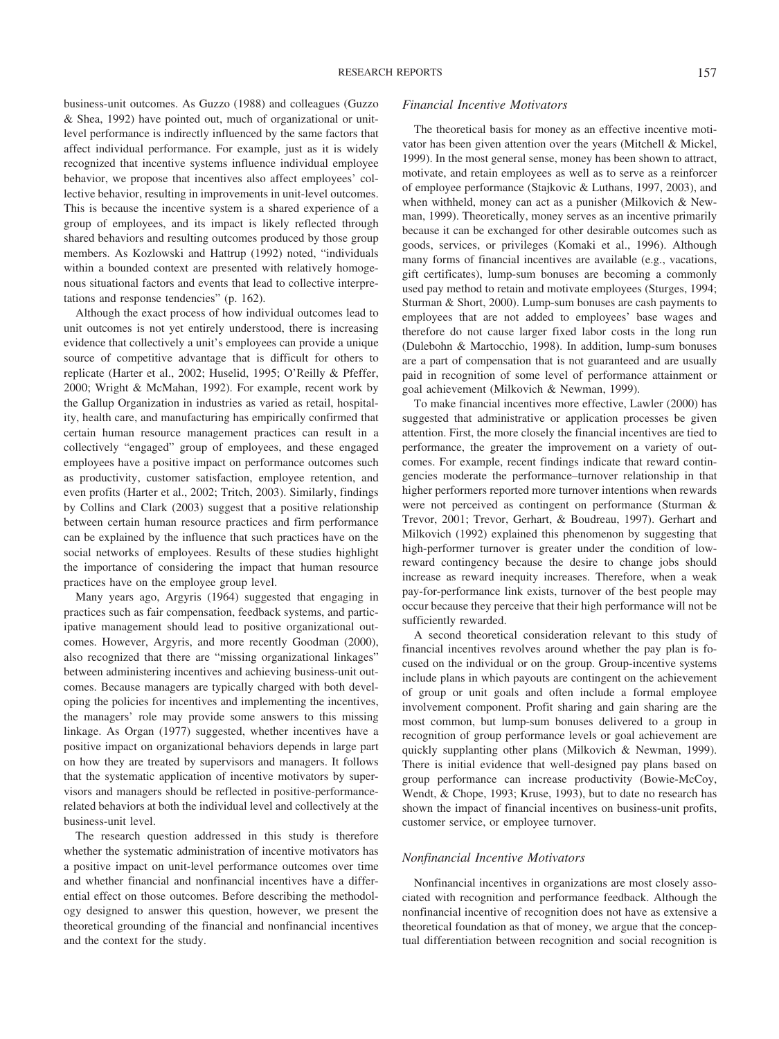business-unit outcomes. As Guzzo (1988) and colleagues (Guzzo & Shea, 1992) have pointed out, much of organizational or unit-level performance is indirectly influenced by the same factors that affect individual performance. For example, just as it is widely recognized that incentive systems influence individual employee behavior, we propose that incentives also affect employees' collective behavior, resulting in improvements in unit-level outcomes. This is because the incentive system is a shared experience of a group of employees, and its impact is likely reflected through shared behaviors and resulting outcomes produced by those group members. As Kozlowski and Hattrup (1992) noted, "individuals within a bounded context are presented with relatively homogenous situational factors and events that lead to collective interpretations and response tendencies" (p. 162).

Although the exact process of how individual outcomes lead to unit outcomes is not yet entirely understood, there is increasing evidence that collectively a unit's employees can provide a unique source of competitive advantage that is difficult for others to replicate (Harter et al., 2002; Huselid, 1995; O'Reilly & Pfeffer, 2000; Wright & McMahan, 1992). For example, recent work by the Gallup Organization in industries as varied as retail, hospitality, health care, and manufacturing has empirically confirmed that certain human resource management practices can result in a collectively "engaged" group of employees, and these engaged employees have a positive impact on performance outcomes such as productivity, customer satisfaction, employee retention, and even profits (Harter et al., 2002; Tritch, 2003). Similarly, findings by Collins and Clark (2003) suggest that a positive relationship between certain human resource practices and firm performance can be explained by the influence that such practices have on the social networks of employees. Results of these studies highlight the importance of considering the impact that human resource practices have on the employee group level.

Many years ago, Argyris (1964) suggested that engaging in practices such as fair compensation, feedback systems, and participative management should lead to positive organizational outcomes. However, Argyris, and more recently Goodman (2000), also recognized that there are "missing organizational linkages" between administering incentives and achieving business-unit outcomes. Because managers are typically charged with both developing the policies for incentives and implementing the incentives, the managers' role may provide some answers to this missing linkage. As Organ (1977) suggested, whether incentives have a positive impact on organizational behaviors depends in large part on how they are treated by supervisors and managers. It follows that the systematic application of incentive motivators by supervisors and managers should be reflected in positive-performance-related behaviors at both the individual level and collectively at the business-unit level.

The research question addressed in this study is therefore whether the systematic administration of incentive motivators has a positive impact on unit-level performance outcomes over time and whether financial and nonfinancial incentives have a differential effect on those outcomes. Before describing the methodology designed to answer this question, however, we present the theoretical grounding of the financial and nonfinancial incentives and the context for the study.

### *Financial Incentive Motivators*

The theoretical basis for money as an effective incentive motivator has been given attention over the years (Mitchell & Mickel, 1999). In the most general sense, money has been shown to attract, motivate, and retain employees as well as to serve as a reinforcer of employee performance (Stajkovic & Luthans, 1997, 2003), and when withheld, money can act as a punisher (Milkovich & Newman, 1999). Theoretically, money serves as an incentive primarily because it can be exchanged for other desirable outcomes such as goods, services, or privileges (Komaki et al., 1996). Although many forms of financial incentives are available (e.g., vacations, gift certificates), lump-sum bonuses are becoming a commonly used pay method to retain and motivate employees (Sturges, 1994; Sturman & Short, 2000). Lump-sum bonuses are cash payments to employees that are not added to employees' base wages and therefore do not cause larger fixed labor costs in the long run (Dulebohn & Martocchio, 1998). In addition, lump-sum bonuses are a part of compensation that is not guaranteed and are usually paid in recognition of some level of performance attainment or goal achievement (Milkovich & Newman, 1999).

To make financial incentives more effective, Lawler (2000) has suggested that administrative or application processes be given attention. First, the more closely the financial incentives are tied to performance, the greater the improvement on a variety of outcomes. For example, recent findings indicate that reward contingencies moderate the performance–turnover relationship in that higher performers reported more turnover intentions when rewards were not perceived as contingent on performance (Sturman & Trevor, 2001; Trevor, Gerhart, & Boudreau, 1997). Gerhart and Milkovich (1992) explained this phenomenon by suggesting that high-performer turnover is greater under the condition of low-reward contingency because the desire to change jobs should increase as reward inequity increases. Therefore, when a weak pay-for-performance link exists, turnover of the best people may occur because they perceive that their high performance will not be sufficiently rewarded.

A second theoretical consideration relevant to this study of financial incentives revolves around whether the pay plan is focused on the individual or on the group. Group-incentive systems include plans in which payouts are contingent on the achievement of group or unit goals and often include a formal employee involvement component. Profit sharing and gain sharing are the most common, but lump-sum bonuses delivered to a group in recognition of group performance levels or goal achievement are quickly supplanting other plans (Milkovich & Newman, 1999). There is initial evidence that well-designed pay plans based on group performance can increase productivity (Bowie-McCoy, Wendt, & Chope, 1993; Kruse, 1993), but to date no research has shown the impact of financial incentives on business-unit profits, customer service, or employee turnover.

### *Nonfinancial Incentive Motivators*

Nonfinancial incentives in organizations are most closely associated with recognition and performance feedback. Although the nonfinancial incentive of recognition does not have as extensive a theoretical foundation as that of money, we argue that the conceptual differentiation between recognition and social recognition is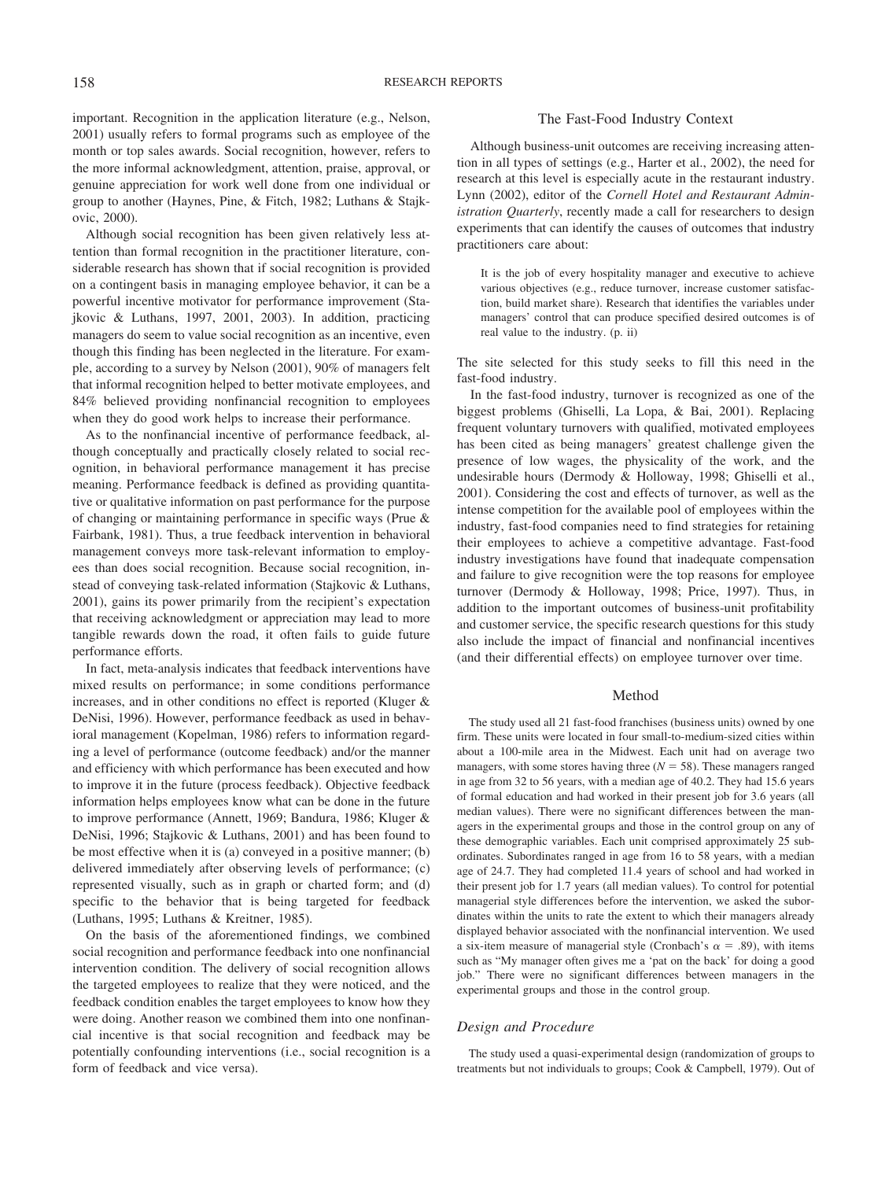important. Recognition in the application literature (e.g., Nelson, 2001) usually refers to formal programs such as employee of the month or top sales awards. Social recognition, however, refers to the more informal acknowledgment, attention, praise, approval, or genuine appreciation for work well done from one individual or group to another (Haynes, Pine, & Fitch, 1982; Luthans & Stajkovic, 2000).

Although social recognition has been given relatively less attention than formal recognition in the practitioner literature, considerable research has shown that if social recognition is provided on a contingent basis in managing employee behavior, it can be a powerful incentive motivator for performance improvement (Stajkovic & Luthans, 1997, 2001, 2003). In addition, practicing managers do seem to value social recognition as an incentive, even though this finding has been neglected in the literature. For example, according to a survey by Nelson (2001), 90% of managers felt that informal recognition helped to better motivate employees, and 84% believed providing nonfinancial recognition to employees when they do good work helps to increase their performance.

As to the nonfinancial incentive of performance feedback, although conceptually and practically closely related to social recognition, in behavioral performance management it has precise meaning. Performance feedback is defined as providing quantitative or qualitative information on past performance for the purpose of changing or maintaining performance in specific ways (Prue & Fairbank, 1981). Thus, a true feedback intervention in behavioral management conveys more task-relevant information to employees than does social recognition. Because social recognition, instead of conveying task-related information (Stajkovic & Luthans, 2001), gains its power primarily from the recipient's expectation that receiving acknowledgment or appreciation may lead to more tangible rewards down the road, it often fails to guide future performance efforts.

In fact, meta-analysis indicates that feedback interventions have mixed results on performance; in some conditions performance increases, and in other conditions no effect is reported (Kluger & DeNisi, 1996). However, performance feedback as used in behavioral management (Kopelman, 1986) refers to information regarding a level of performance (outcome feedback) and/or the manner and efficiency with which performance has been executed and how to improve it in the future (process feedback). Objective feedback information helps employees know what can be done in the future to improve performance (Annett, 1969; Bandura, 1986; Kluger & DeNisi, 1996; Stajkovic & Luthans, 2001) and has been found to be most effective when it is (a) conveyed in a positive manner; (b) delivered immediately after observing levels of performance; (c) represented visually, such as in graph or charted form; and (d) specific to the behavior that is being targeted for feedback (Luthans, 1995; Luthans & Kreitner, 1985).

On the basis of the aforementioned findings, we combined social recognition and performance feedback into one nonfinancial intervention condition. The delivery of social recognition allows the targeted employees to realize that they were noticed, and the feedback condition enables the target employees to know how they were doing. Another reason we combined them into one nonfinancial incentive is that social recognition and feedback may be potentially confounding interventions (i.e., social recognition is a form of feedback and vice versa).

## The Fast-Food Industry Context

Although business-unit outcomes are receiving increasing attention in all types of settings (e.g., Harter et al., 2002), the need for research at this level is especially acute in the restaurant industry. Lynn (2002), editor of the *Cornell Hotel and Restaurant Administration Quarterly*, recently made a call for researchers to design experiments that can identify the causes of outcomes that industry practitioners care about:

> It is the job of every hospitality manager and executive to achieve various objectives (e.g., reduce turnover, increase customer satisfaction, build market share). Research that identifies the variables under managers' control that can produce specified desired outcomes is of real value to the industry. (p. ii)

The site selected for this study seeks to fill this need in the fast-food industry.

In the fast-food industry, turnover is recognized as one of the biggest problems (Ghiselli, La Lopa, & Bai, 2001). Replacing frequent voluntary turnovers with qualified, motivated employees has been cited as being managers' greatest challenge given the presence of low wages, the physicality of the work, and the undesirable hours (Dermody & Holloway, 1998; Ghiselli et al., 2001). Considering the cost and effects of turnover, as well as the intense competition for the available pool of employees within the industry, fast-food companies need to find strategies for retaining their employees to achieve a competitive advantage. Fast-food industry investigations have found that inadequate compensation and failure to give recognition were the top reasons for employee turnover (Dermody & Holloway, 1998; Price, 1997). Thus, in addition to the important outcomes of business-unit profitability and customer service, the specific research questions for this study also include the impact of financial and nonfinancial incentives (and their differential effects) on employee turnover over time.

## Method

The study used all 21 fast-food franchises (business units) owned by one firm. These units were located in four small-to-medium-sized cities within about a 100-mile area in the Midwest. Each unit had on average two managers, with some stores having three ($N = 58$). These managers ranged in age from 32 to 56 years, with a median age of 40.2. They had 15.6 years of formal education and had worked in their present job for 3.6 years (all median values). There were no significant differences between the managers in the experimental groups and those in the control group on any of these demographic variables. Each unit comprised approximately 25 subordinates. Subordinates ranged in age from 16 to 58 years, with a median age of 24.7. They had completed 11.4 years of school and had worked in their present job for 1.7 years (all median values). To control for potential managerial style differences before the intervention, we asked the subordinates within the units to rate the extent to which their managers already displayed behavior associated with the nonfinancial intervention. We used a six-item measure of managerial style (Cronbach's $\alpha = .89$), with items such as "My manager often gives me a 'pat on the back' for doing a good job." There were no significant differences between managers in the experimental groups and those in the control group.

### Design and Procedure

The study used a quasi-experimental design (randomization of groups to treatments but not individuals to groups; Cook & Campbell, 1979). Out of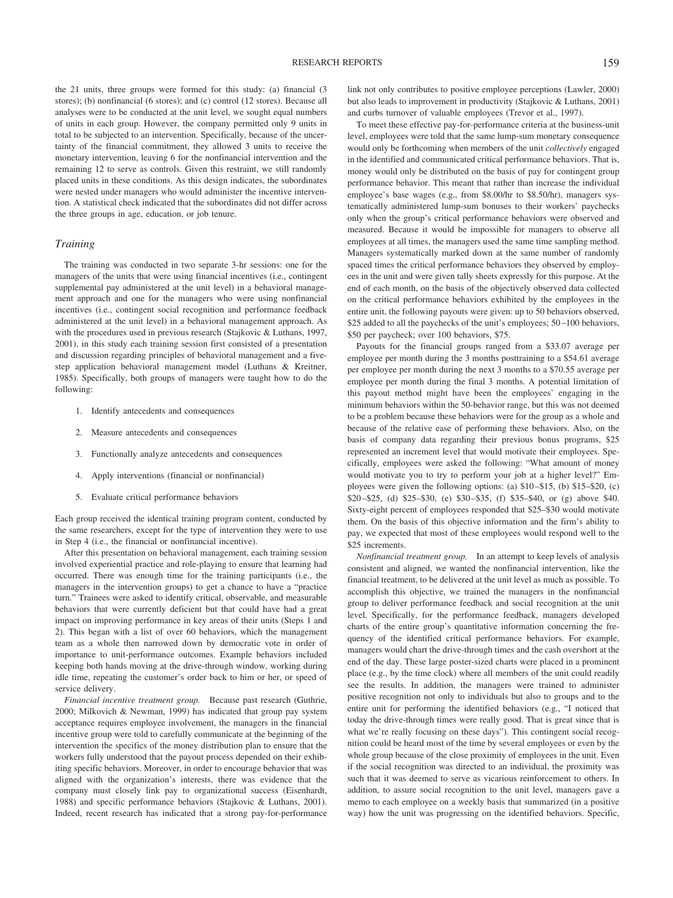the 21 units, three groups were formed for this study: (a) financial (3 stores); (b) nonfinancial (6 stores); and (c) control (12 stores). Because all analyses were to be conducted at the unit level, we sought equal numbers of units in each group. However, the company permitted only 9 units in total to be subjected to an intervention. Specifically, because of the uncertainty of the financial commitment, they allowed 3 units to receive the monetary intervention, leaving 6 for the nonfinancial intervention and the remaining 12 to serve as controls. Given this restraint, we still randomly placed units in these conditions. As this design indicates, the subordinates were nested under managers who would administer the incentive intervention. A statistical check indicated that the subordinates did not differ across the three groups in age, education, or job tenure.

## *Training*

The training was conducted in two separate 3-hr sessions: one for the managers of the units that were using financial incentives (i.e., contingent supplemental pay administered at the unit level) in a behavioral management approach and one for the managers who were using nonfinancial incentives (i.e., contingent social recognition and performance feedback administered at the unit level) in a behavioral management approach. As with the procedures used in previous research (Stajkovic & Luthans, 1997, 2001), in this study each training session first consisted of a presentation and discussion regarding principles of behavioral management and a five-step application behavioral management model (Luthans & Kreitner, 1985). Specifically, both groups of managers were taught how to do the following:

1. Identify antecedents and consequences
2. Measure antecedents and consequences
3. Functionally analyze antecedents and consequences
4. Apply interventions (financial or nonfinancial)
5. Evaluate critical performance behaviors

Each group received the identical training program content, conducted by the same researchers, except for the type of intervention they were to use in Step 4 (i.e., the financial or nonfinancial incentive).

After this presentation on behavioral management, each training session involved experiential practice and role-playing to ensure that learning had occurred. There was enough time for the training participants (i.e., the managers in the intervention groups) to get a chance to have a "practice turn." Trainees were asked to identify critical, observable, and measurable behaviors that were currently deficient but that could have had a great impact on improving performance in key areas of their units (Steps 1 and 2). This began with a list of over 60 behaviors, which the management team as a whole then narrowed down by democratic vote in order of importance to unit-performance outcomes. Example behaviors included keeping both hands moving at the drive-through window, working during idle time, repeating the customer's order back to him or her, or speed of service delivery.

*Financial incentive treatment group.* Because past research (Guthrie, 2000; Milkovich & Newman, 1999) has indicated that group pay system acceptance requires employee involvement, the managers in the financial incentive group were told to carefully communicate at the beginning of the intervention the specifics of the money distribution plan to ensure that the workers fully understood that the payout process depended on their exhibiting specific behaviors. Moreover, in order to encourage behavior that was aligned with the organization's interests, there was evidence that the company must closely link pay to organizational success (Eisenhardt, 1988) and specific performance behaviors (Stajkovic & Luthans, 2001). Indeed, recent research has indicated that a strong pay-for-performance link not only contributes to positive employee perceptions (Lawler, 2000) but also leads to improvement in productivity (Stajkovic & Luthans, 2001) and curbs turnover of valuable employees (Trevor et al., 1997).

To meet these effective pay-for-performance criteria at the business-unit level, employees were told that the same lump-sum monetary consequence would only be forthcoming when members of the unit *collectively* engaged in the identified and communicated critical performance behaviors. That is, money would only be distributed on the basis of pay for contingent group performance behavior. This meant that rather than increase the individual employee's base wages (e.g., from \$8.00/hr to \$8.50/hr), managers systematically administered lump-sum bonuses to their workers' paychecks only when the group's critical performance behaviors were observed and measured. Because it would be impossible for managers to observe all employees at all times, the managers used the same time sampling method. Managers systematically marked down at the same number of randomly spaced times the critical performance behaviors they observed by employees in the unit and were given tally sheets expressly for this purpose. At the end of each month, on the basis of the objectively observed data collected on the critical performance behaviors exhibited by the employees in the entire unit, the following payouts were given: up to 50 behaviors observed, \$25 added to all the paychecks of the unit's employees; 50–100 behaviors, \$50 per paycheck; over 100 behaviors, \$75.

Payouts for the financial groups ranged from a \$33.07 average per employee per month during the 3 months posttraining to a \$54.61 average per employee per month during the next 3 months to a \$70.55 average per employee per month during the final 3 months. A potential limitation of this payout method might have been the employees' engaging in the minimum behaviors within the 50-behavior range, but this was not deemed to be a problem because these behaviors were for the group as a whole and because of the relative ease of performing these behaviors. Also, on the basis of company data regarding their previous bonus programs, \$25 represented an increment level that would motivate their employees. Specifically, employees were asked the following: "What amount of money would motivate you to try to perform your job at a higher level?" Employees were given the following options: (a) \$10–\$15, (b) \$15–\$20, (c) \$20–\$25, (d) \$25–\$30, (e) \$30–\$35, (f) \$35–\$40, or (g) above \$40. Sixty-eight percent of employees responded that \$25–\$30 would motivate them. On the basis of this objective information and the firm's ability to pay, we expected that most of these employees would respond well to the \$25 increments.

*Nonfinancial treatment group.* In an attempt to keep levels of analysis consistent and aligned, we wanted the nonfinancial intervention, like the financial treatment, to be delivered at the unit level as much as possible. To accomplish this objective, we trained the managers in the nonfinancial group to deliver performance feedback and social recognition at the unit level. Specifically, for the performance feedback, managers developed charts of the entire group's quantitative information concerning the frequency of the identified critical performance behaviors. For example, managers would chart the drive-through times and the cash overshort at the end of the day. These large poster-sized charts were placed in a prominent place (e.g., by the time clock) where all members of the unit could readily see the results. In addition, the managers were trained to administer positive recognition not only to individuals but also to groups and to the entire unit for performing the identified behaviors (e.g., "I noticed that today the drive-through times were really good. That is great since that is what we're really focusing on these days"). This contingent social recognition could be heard most of the time by several employees or even by the whole group because of the close proximity of employees in the unit. Even if the social recognition was directed to an individual, the proximity was such that it was deemed to serve as vicarious reinforcement to others. In addition, to assure social recognition to the unit level, managers gave a memo to each employee on a weekly basis that summarized (in a positive way) how the unit was progressing on the identified behaviors. Specific,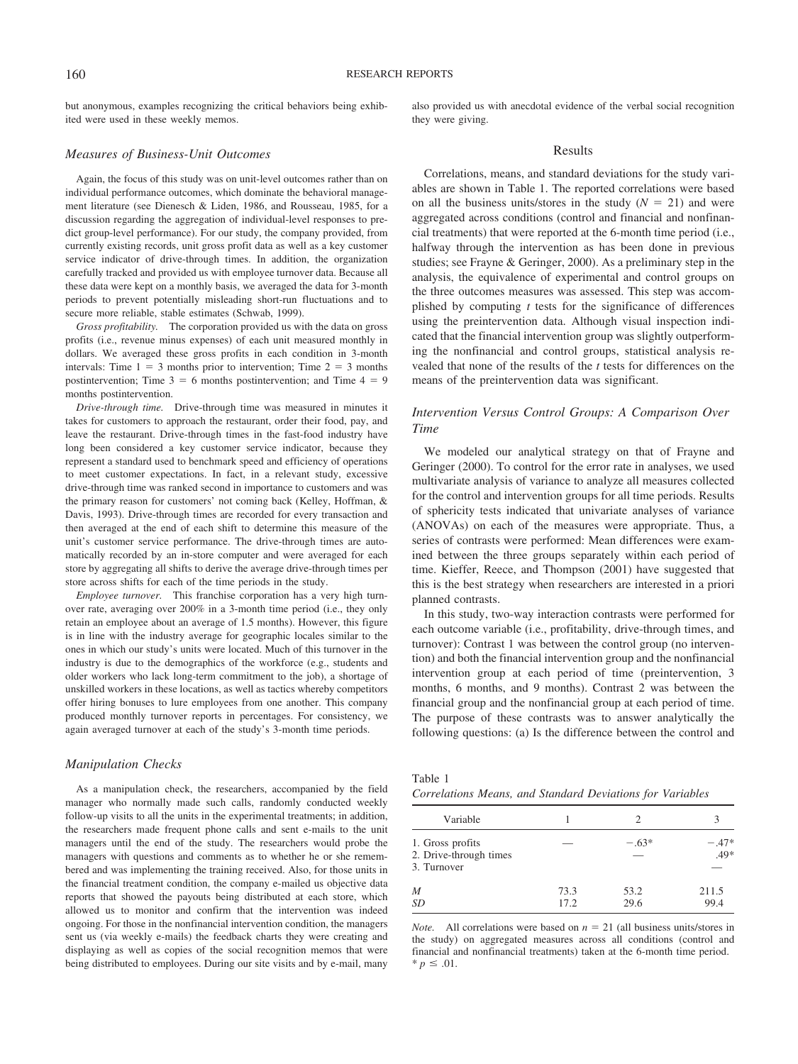but anonymous, examples recognizing the critical behaviors being exhibited were used in these weekly memos.

### Measures of Business-Unit Outcomes

Again, the focus of this study was on unit-level outcomes rather than on individual performance outcomes, which dominate the behavioral management literature (see Dienesch & Liden, 1986, and Rousseau, 1985, for a discussion regarding the aggregation of individual-level responses to predict group-level performance). For our study, the company provided, from currently existing records, unit gross profit data as well as a key customer service indicator of drive-through times. In addition, the organization carefully tracked and provided us with employee turnover data. Because all these data were kept on a monthly basis, we averaged the data for 3-month periods to prevent potentially misleading short-run fluctuations and to secure more reliable, stable estimates (Schwab, 1999).

*Gross profitability.* The corporation provided us with the data on gross profits (i.e., revenue minus expenses) of each unit measured monthly in dollars. We averaged these gross profits in each condition in 3-month intervals: Time 1 = 3 months prior to intervention; Time 2 = 3 months postintervention; Time 3 = 6 months postintervention; and Time 4 = 9 months postintervention.

*Drive-through time.* Drive-through time was measured in minutes it takes for customers to approach the restaurant, order their food, pay, and leave the restaurant. Drive-through times in the fast-food industry have long been considered a key customer service indicator, because they represent a standard used to benchmark speed and efficiency of operations to meet customer expectations. In fact, in a relevant study, excessive drive-through time was ranked second in importance to customers and was the primary reason for customers' not coming back (Kelley, Hoffman, & Davis, 1993). Drive-through times are recorded for every transaction and then averaged at the end of each shift to determine this measure of the unit's customer service performance. The drive-through times are automatically recorded by an in-store computer and were averaged for each store by aggregating all shifts to derive the average drive-through times per store across shifts for each of the time periods in the study.

*Employee turnover.* This franchise corporation has a very high turnover rate, averaging over 200% in a 3-month time period (i.e., they only retain an employee about an average of 1.5 months). However, this figure is in line with the industry average for geographic locales similar to the ones in which our study's units were located. Much of this turnover in the industry is due to the demographics of the workforce (e.g., students and older workers who lack long-term commitment to the job), a shortage of unskilled workers in these locations, as well as tactics whereby competitors offer hiring bonuses to lure employees from one another. This company produced monthly turnover reports in percentages. For consistency, we again averaged turnover at each of the study's 3-month time periods.

### Manipulation Checks

As a manipulation check, the researchers, accompanied by the field manager who normally made such calls, randomly conducted weekly follow-up visits to all the units in the experimental treatments; in addition, the researchers made frequent phone calls and sent e-mails to the unit managers until the end of the study. The researchers would probe the managers with questions and comments as to whether he or she remembered and was implementing the training received. Also, for those units in the financial treatment condition, the company e-mailed us objective data reports that showed the payouts being distributed at each store, which allowed us to monitor and confirm that the intervention was indeed ongoing. For those in the nonfinancial intervention condition, the managers sent us (via weekly e-mails) the feedback charts they were creating and displaying as well as copies of the social recognition memos that were being distributed to employees. During our site visits and by e-mail, many also provided us with anecdotal evidence of the verbal social recognition they were giving.

## Results

Correlations, means, and standard deviations for the study variables are shown in Table 1. The reported correlations were based on all the business units/stores in the study ($N = 21$) and were aggregated across conditions (control and financial and nonfinancial treatments) that were reported at the 6-month time period (i.e., halfway through the intervention as has been done in previous studies; see Frayne & Geringer, 2000). As a preliminary step in the analysis, the equivalence of experimental and control groups on the three outcomes measures was assessed. This step was accomplished by computing $t$ tests for the significance of differences using the preintervention data. Although visual inspection indicated that the financial intervention group was slightly outperforming the nonfinancial and control groups, statistical analysis revealed that none of the results of the $t$ tests for differences on the means of the preintervention data was significant.

### Intervention Versus Control Groups: A Comparison Over Time

We modeled our analytical strategy on that of Frayne and Geringer (2000). To control for the error rate in analyses, we used multivariate analysis of variance to analyze all measures collected for the control and intervention groups for all time periods. Results of sphericity tests indicated that univariate analyses of variance (ANOVAs) on each of the measures were appropriate. Thus, a series of contrasts were performed: Mean differences were examined between the three groups separately within each period of time. Kieffer, Reece, and Thompson (2001) have suggested that this is the best strategy when researchers are interested in a priori planned contrasts.

In this study, two-way interaction contrasts were performed for each outcome variable (i.e., profitability, drive-through times, and turnover): Contrast 1 was between the control group (no intervention) and both the financial intervention group and the nonfinancial intervention group at each period of time (preintervention, 3 months, 6 months, and 9 months). Contrast 2 was between the financial group and the nonfinancial group at each period of time. The purpose of these contrasts was to answer analytically the following questions: (a) Is the difference between the control and

Table 1
*Correlations Means, and Standard Deviations for Variables*

| Variable | 1 | 2 | 3 |
|---|---|---|---|
| 1. Gross profits | — | −.63* | −.47* |
| 2. Drive-through times | | — | .49* |
| 3. Turnover | | | — |
| *M* | 73.3 | 53.2 | 211.5 |
| *SD* | 17.2 | 29.6 | 99.4 |

*Note.* All correlations were based on $n = 21$ (all business units/stores in the study) on aggregated measures across all conditions (control and financial and nonfinancial treatments) taken at the 6-month time period.
* $p \leq .01$.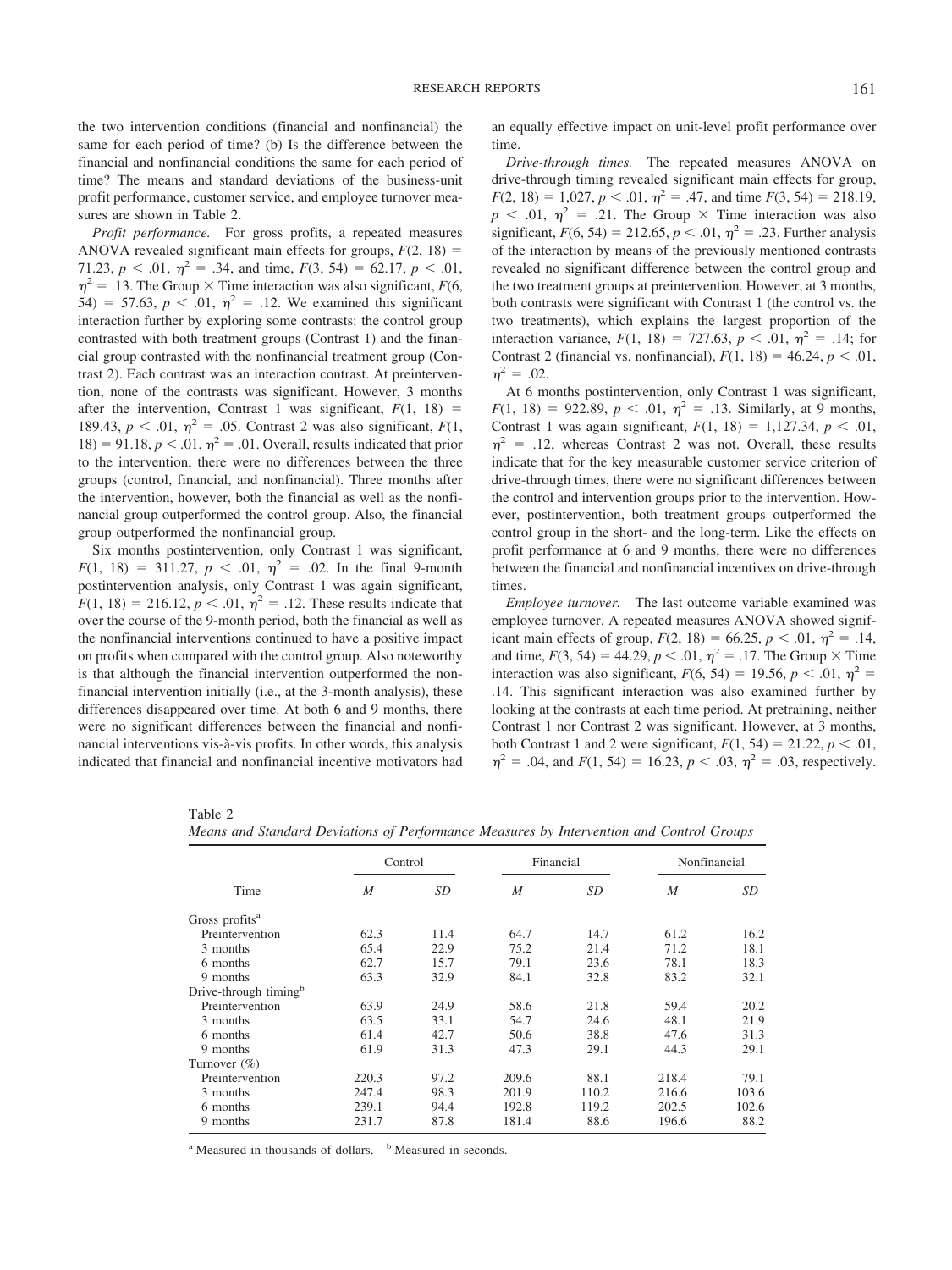the two intervention conditions (financial and nonfinancial) the same for each period of time? (b) Is the difference between the financial and nonfinancial conditions the same for each period of time? The means and standard deviations of the business-unit profit performance, customer service, and employee turnover measures are shown in Table 2.

*Profit performance.* For gross profits, a repeated measures ANOVA revealed significant main effects for groups, $F(2, 18) = 71.23$, $p < .01$, $\eta^2 = .34$, and time, $F(3, 54) = 62.17$, $p < .01$, $\eta^2 = .13$. The Group × Time interaction was also significant, $F(6, 54) = 57.63$, $p < .01$, $\eta^2 = .12$. We examined this significant interaction further by exploring some contrasts: the control group contrasted with both treatment groups (Contrast 1) and the financial group contrasted with the nonfinancial treatment group (Contrast 2). Each contrast was an interaction contrast. At preintervention, none of the contrasts was significant. However, 3 months after the intervention, Contrast 1 was significant, $F(1, 18) = 189.43$, $p < .01$, $\eta^2 = .05$. Contrast 2 was also significant, $F(1, 18) = 91.18$, $p < .01$, $\eta^2 = .01$. Overall, results indicated that prior to the intervention, there were no differences between the three groups (control, financial, and nonfinancial). Three months after the intervention, however, both the financial as well as the nonfinancial group outperformed the control group. Also, the financial group outperformed the nonfinancial group.

Six months postintervention, only Contrast 1 was significant, $F(1, 18) = 311.27$, $p < .01$, $\eta^2 = .02$. In the final 9-month postintervention analysis, only Contrast 1 was again significant, $F(1, 18) = 216.12$, $p < .01$, $\eta^2 = .12$. These results indicate that over the course of the 9-month period, both the financial as well as the nonfinancial interventions continued to have a positive impact on profits when compared with the control group. Also noteworthy is that although the financial intervention outperformed the nonfinancial intervention initially (i.e., at the 3-month analysis), these differences disappeared over time. At both 6 and 9 months, there were no significant differences between the financial and nonfinancial interventions vis-à-vis profits. In other words, this analysis indicated that financial and nonfinancial incentive motivators had an equally effective impact on unit-level profit performance over time.

*Drive-through times.* The repeated measures ANOVA on drive-through timing revealed significant main effects for group, $F(2, 18) = 1{,}027$, $p < .01$, $\eta^2 = .47$, and time $F(3, 54) = 218.19$, $p < .01$, $\eta^2 = .21$. The Group × Time interaction was also significant, $F(6, 54) = 212.65$, $p < .01$, $\eta^2 = .23$. Further analysis of the interaction by means of the previously mentioned contrasts revealed no significant difference between the control group and the two treatment groups at preintervention. However, at 3 months, both contrasts were significant with Contrast 1 (the control vs. the two treatments), which explains the largest proportion of the interaction variance, $F(1, 18) = 727.63$, $p < .01$, $\eta^2 = .14$; for Contrast 2 (financial vs. nonfinancial), $F(1, 18) = 46.24$, $p < .01$, $\eta^2 = .02$.

At 6 months postintervention, only Contrast 1 was significant, $F(1, 18) = 922.89$, $p < .01$, $\eta^2 = .13$. Similarly, at 9 months, Contrast 1 was again significant, $F(1, 18) = 1{,}127.34$, $p < .01$, $\eta^2 = .12$, whereas Contrast 2 was not. Overall, these results indicate that for the key measurable customer service criterion of drive-through times, there were no significant differences between the control and intervention groups prior to the intervention. However, postintervention, both treatment groups outperformed the control group in the short- and the long-term. Like the effects on profit performance at 6 and 9 months, there were no differences between the financial and nonfinancial incentives on drive-through times.

*Employee turnover.* The last outcome variable examined was employee turnover. A repeated measures ANOVA showed significant main effects of group, $F(2, 18) = 66.25$, $p < .01$, $\eta^2 = .14$, and time, $F(3, 54) = 44.29$, $p < .01$, $\eta^2 = .17$. The Group × Time interaction was also significant, $F(6, 54) = 19.56$, $p < .01$, $\eta^2 = .14$. This significant interaction was also examined further by looking at the contrasts at each time period. At pretraining, neither Contrast 1 nor Contrast 2 was significant. However, at 3 months, both Contrast 1 and 2 were significant, $F(1, 54) = 21.22$, $p < .01$, $\eta^2 = .04$, and $F(1, 54) = 16.23$, $p < .03$, $\eta^2 = .03$, respectively.

Table 2
*Means and Standard Deviations of Performance Measures by Intervention and Control Groups*

| Time | Control | | Financial | | Nonfinancial | |
|---|---|---|---|---|---|---|
| | *M* | *SD* | *M* | *SD* | *M* | *SD* |
| Gross profits[a] | | | | | | |
| Preintervention | 62.3 | 11.4 | 64.7 | 14.7 | 61.2 | 16.2 |
| 3 months | 65.4 | 22.9 | 75.2 | 21.4 | 71.2 | 18.1 |
| 6 months | 62.7 | 15.7 | 79.1 | 23.6 | 78.1 | 18.3 |
| 9 months | 63.3 | 32.9 | 84.1 | 32.8 | 83.2 | 32.1 |
| Drive-through timing[b] | | | | | | |
| Preintervention | 63.9 | 24.9 | 58.6 | 21.8 | 59.4 | 20.2 |
| 3 months | 63.5 | 33.1 | 54.7 | 24.6 | 48.1 | 21.9 |
| 6 months | 61.4 | 42.7 | 50.6 | 38.8 | 47.6 | 31.3 |
| 9 months | 61.9 | 31.3 | 47.3 | 29.1 | 44.3 | 29.1 |
| Turnover (%) | | | | | | |
| Preintervention | 220.3 | 97.2 | 209.6 | 88.1 | 218.4 | 79.1 |
| 3 months | 247.4 | 98.3 | 201.9 | 110.2 | 216.6 | 103.6 |
| 6 months | 239.1 | 94.4 | 192.8 | 119.2 | 202.5 | 102.6 |
| 9 months | 231.7 | 87.8 | 181.4 | 88.6 | 196.6 | 88.2 |

[a] Measured in thousands of dollars. [b] Measured in seconds.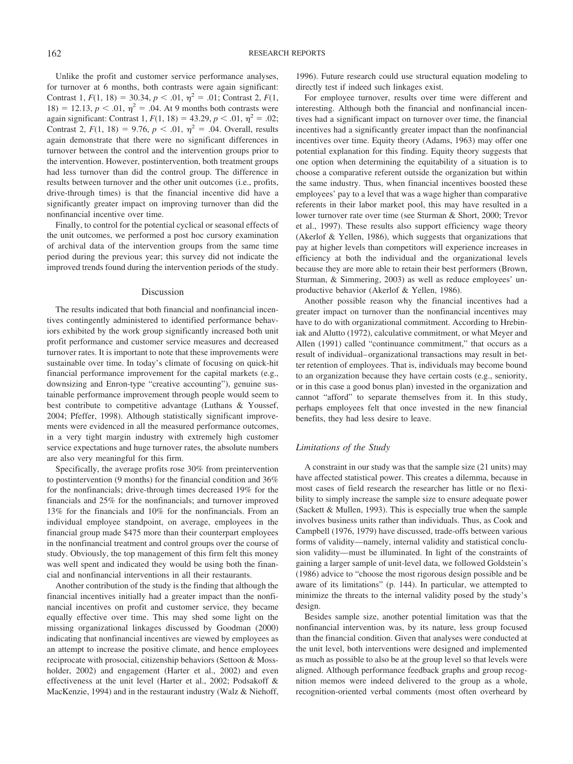Unlike the profit and customer service performance analyses, for turnover at 6 months, both contrasts were again significant: Contrast 1, $F(1, 18) = 30.34$, $p < .01$, $\eta^2 = .01$; Contrast 2, $F(1, 18) = 12.13$, $p < .01$, $\eta^2 = .04$. At 9 months both contrasts were again significant: Contrast 1, $F(1, 18) = 43.29$, $p < .01$, $\eta^2 = .02$; Contrast 2, $F(1, 18) = 9.76$, $p < .01$, $\eta^2 = .04$. Overall, results again demonstrate that there were no significant differences in turnover between the control and the intervention groups prior to the intervention. However, postintervention, both treatment groups had less turnover than did the control group. The difference in results between turnover and the other unit outcomes (i.e., profits, drive-through times) is that the financial incentive did have a significantly greater impact on improving turnover than did the nonfinancial incentive over time.

Finally, to control for the potential cyclical or seasonal effects of the unit outcomes, we performed a post hoc cursory examination of archival data of the intervention groups from the same time period during the previous year; this survey did not indicate the improved trends found during the intervention periods of the study.

## Discussion

The results indicated that both financial and nonfinancial incentives contingently administered to identified performance behaviors exhibited by the work group significantly increased both unit profit performance and customer service measures and decreased turnover rates. It is important to note that these improvements were sustainable over time. In today's climate of focusing on quick-hit financial performance improvement for the capital markets (e.g., downsizing and Enron-type "creative accounting"), genuine sustainable performance improvement through people would seem to best contribute to competitive advantage (Luthans & Youssef, 2004; Pfeffer, 1998). Although statistically significant improvements were evidenced in all the measured performance outcomes, in a very tight margin industry with extremely high customer service expectations and huge turnover rates, the absolute numbers are also very meaningful for this firm.

Specifically, the average profits rose 30% from preintervention to postintervention (9 months) for the financial condition and 36% for the nonfinancials; drive-through times decreased 19% for the financials and 25% for the nonfinancials; and turnover improved 13% for the financials and 10% for the nonfinancials. From an individual employee standpoint, on average, employees in the financial group made $475 more than their counterpart employees in the nonfinancial treatment and control groups over the course of study. Obviously, the top management of this firm felt this money was well spent and indicated they would be using both the financial and nonfinancial interventions in all their restaurants.

Another contribution of the study is the finding that although the financial incentives initially had a greater impact than the nonfinancial incentives on profit and customer service, they became equally effective over time. This may shed some light on the missing organizational linkages discussed by Goodman (2000) indicating that nonfinancial incentives are viewed by employees as an attempt to increase the positive climate, and hence employees reciprocate with prosocial, citizenship behaviors (Settoon & Mossholder, 2002) and engagement (Harter et al., 2002) and even effectiveness at the unit level (Harter et al., 2002; Podsakoff & MacKenzie, 1994) and in the restaurant industry (Walz & Niehoff, 1996). Future research could use structural equation modeling to directly test if indeed such linkages exist.

For employee turnover, results over time were different and interesting. Although both the financial and nonfinancial incentives had a significant impact on turnover over time, the financial incentives had a significantly greater impact than the nonfinancial incentives over time. Equity theory (Adams, 1963) may offer one potential explanation for this finding. Equity theory suggests that one option when determining the equitability of a situation is to choose a comparative referent outside the organization but within the same industry. Thus, when financial incentives boosted these employees' pay to a level that was a wage higher than comparative referents in their labor market pool, this may have resulted in a lower turnover rate over time (see Sturman & Short, 2000; Trevor et al., 1997). These results also support efficiency wage theory (Akerlof & Yellen, 1986), which suggests that organizations that pay at higher levels than competitors will experience increases in efficiency at both the individual and the organizational levels because they are more able to retain their best performers (Brown, Sturman, & Simmering, 2003) as well as reduce employees' unproductive behavior (Akerlof & Yellen, 1986).

Another possible reason why the financial incentives had a greater impact on turnover than the nonfinancial incentives may have to do with organizational commitment. According to Hrebiniak and Alutto (1972), calculative commitment, or what Meyer and Allen (1991) called "continuance commitment," that occurs as a result of individual–organizational transactions may result in better retention of employees. That is, individuals may become bound to an organization because they have certain costs (e.g., seniority, or in this case a good bonus plan) invested in the organization and cannot "afford" to separate themselves from it. In this study, perhaps employees felt that once invested in the new financial benefits, they had less desire to leave.

### *Limitations of the Study*

A constraint in our study was that the sample size (21 units) may have affected statistical power. This creates a dilemma, because in most cases of field research the researcher has little or no flexibility to simply increase the sample size to ensure adequate power (Sackett & Mullen, 1993). This is especially true when the sample involves business units rather than individuals. Thus, as Cook and Campbell (1976, 1979) have discussed, trade-offs between various forms of validity—namely, internal validity and statistical conclusion validity—must be illuminated. In light of the constraints of gaining a larger sample of unit-level data, we followed Goldstein's (1986) advice to "choose the most rigorous design possible and be aware of its limitations" (p. 144). In particular, we attempted to minimize the threats to the internal validity posed by the study's design.

Besides sample size, another potential limitation was that the nonfinancial intervention was, by its nature, less group focused than the financial condition. Given that analyses were conducted at the unit level, both interventions were designed and implemented as much as possible to also be at the group level so that levels were aligned. Although performance feedback graphs and group recognition memos were indeed delivered to the group as a whole, recognition-oriented verbal comments (most often overheard by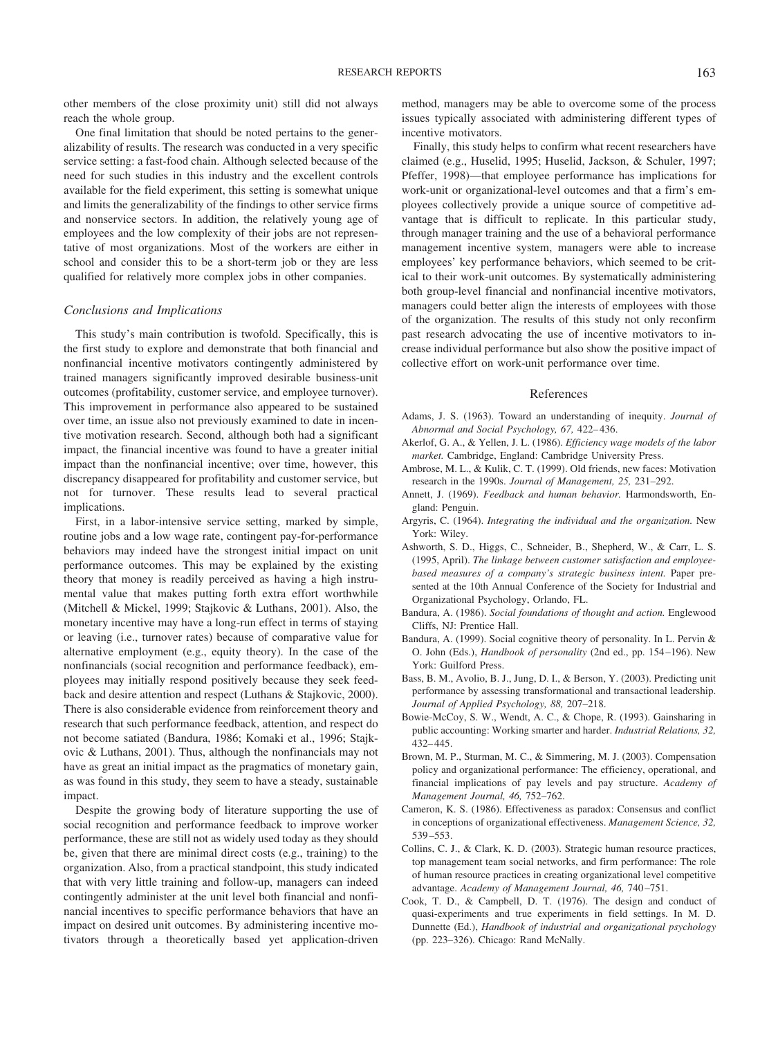other members of the close proximity unit) still did not always reach the whole group.

One final limitation that should be noted pertains to the generalizability of results. The research was conducted in a very specific service setting: a fast-food chain. Although selected because of the need for such studies in this industry and the excellent controls available for the field experiment, this setting is somewhat unique and limits the generalizability of the findings to other service firms and nonservice sectors. In addition, the relatively young age of employees and the low complexity of their jobs are not representative of most organizations. Most of the workers are either in school and consider this to be a short-term job or they are less qualified for relatively more complex jobs in other companies.

### *Conclusions and Implications*

This study's main contribution is twofold. Specifically, this is the first study to explore and demonstrate that both financial and nonfinancial incentive motivators contingently administered by trained managers significantly improved desirable business-unit outcomes (profitability, customer service, and employee turnover). This improvement in performance also appeared to be sustained over time, an issue also not previously examined to date in incentive motivation research. Second, although both had a significant impact, the financial incentive was found to have a greater initial impact than the nonfinancial incentive; over time, however, this discrepancy disappeared for profitability and customer service, but not for turnover. These results lead to several practical implications.

First, in a labor-intensive service setting, marked by simple, routine jobs and a low wage rate, contingent pay-for-performance behaviors may indeed have the strongest initial impact on unit performance outcomes. This may be explained by the existing theory that money is readily perceived as having a high instrumental value that makes putting forth extra effort worthwhile (Mitchell & Mickel, 1999; Stajkovic & Luthans, 2001). Also, the monetary incentive may have a long-run effect in terms of staying or leaving (i.e., turnover rates) because of comparative value for alternative employment (e.g., equity theory). In the case of the nonfinancials (social recognition and performance feedback), employees may initially respond positively because they seek feedback and desire attention and respect (Luthans & Stajkovic, 2000). There is also considerable evidence from reinforcement theory and research that such performance feedback, attention, and respect do not become satiated (Bandura, 1986; Komaki et al., 1996; Stajkovic & Luthans, 2001). Thus, although the nonfinancials may not have as great an initial impact as the pragmatics of monetary gain, as was found in this study, they seem to have a steady, sustainable impact.

Despite the growing body of literature supporting the use of social recognition and performance feedback to improve worker performance, these are still not as widely used today as they should be, given that there are minimal direct costs (e.g., training) to the organization. Also, from a practical standpoint, this study indicated that with very little training and follow-up, managers can indeed contingently administer at the unit level both financial and nonfinancial incentives to specific performance behaviors that have an impact on desired unit outcomes. By administering incentive motivators through a theoretically based yet application-driven method, managers may be able to overcome some of the process issues typically associated with administering different types of incentive motivators.

Finally, this study helps to confirm what recent researchers have claimed (e.g., Huselid, 1995; Huselid, Jackson, & Schuler, 1997; Pfeffer, 1998)—that employee performance has implications for work-unit or organizational-level outcomes and that a firm's employees collectively provide a unique source of competitive advantage that is difficult to replicate. In this particular study, through manager training and the use of a behavioral performance management incentive system, managers were able to increase employees' key performance behaviors, which seemed to be critical to their work-unit outcomes. By systematically administering both group-level financial and nonfinancial incentive motivators, managers could better align the interests of employees with those of the organization. The results of this study not only reconfirm past research advocating the use of incentive motivators to increase individual performance but also show the positive impact of collective effort on work-unit performance over time.

## References

Adams, J. S. (1963). Toward an understanding of inequity. *Journal of Abnormal and Social Psychology, 67,* 422–436.

Akerlof, G. A., & Yellen, J. L. (1986). *Efficiency wage models of the labor market.* Cambridge, England: Cambridge University Press.

Ambrose, M. L., & Kulik, C. T. (1999). Old friends, new faces: Motivation research in the 1990s. *Journal of Management, 25,* 231–292.

Annett, J. (1969). *Feedback and human behavior.* Harmondsworth, England: Penguin.

Argyris, C. (1964). *Integrating the individual and the organization.* New York: Wiley.

Ashworth, S. D., Higgs, C., Schneider, B., Shepherd, W., & Carr, L. S. (1995, April). *The linkage between customer satisfaction and employee-based measures of a company's strategic business intent.* Paper presented at the 10th Annual Conference of the Society for Industrial and Organizational Psychology, Orlando, FL.

Bandura, A. (1986). *Social foundations of thought and action.* Englewood Cliffs, NJ: Prentice Hall.

Bandura, A. (1999). Social cognitive theory of personality. In L. Pervin & O. John (Eds.), *Handbook of personality* (2nd ed., pp. 154–196). New York: Guilford Press.

Bass, B. M., Avolio, B. J., Jung, D. I., & Berson, Y. (2003). Predicting unit performance by assessing transformational and transactional leadership. *Journal of Applied Psychology, 88,* 207–218.

Bowie-McCoy, S. W., Wendt, A. C., & Chope, R. (1993). Gainsharing in public accounting: Working smarter and harder. *Industrial Relations, 32,* 432–445.

Brown, M. P., Sturman, M. C., & Simmering, M. J. (2003). Compensation policy and organizational performance: The efficiency, operational, and financial implications of pay levels and pay structure. *Academy of Management Journal, 46,* 752–762.

Cameron, K. S. (1986). Effectiveness as paradox: Consensus and conflict in conceptions of organizational effectiveness. *Management Science, 32,* 539–553.

Collins, C. J., & Clark, K. D. (2003). Strategic human resource practices, top management team social networks, and firm performance: The role of human resource practices in creating organizational level competitive advantage. *Academy of Management Journal, 46,* 740–751.

Cook, T. D., & Campbell, D. T. (1976). The design and conduct of quasi-experiments and true experiments in field settings. In M. D. Dunnette (Ed.), *Handbook of industrial and organizational psychology* (pp. 223–326). Chicago: Rand McNally.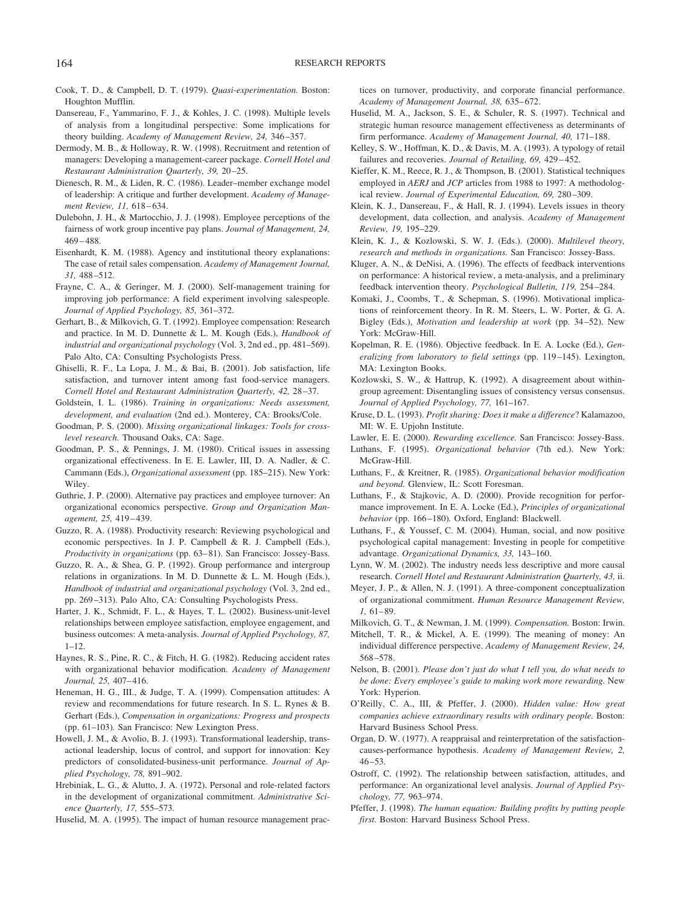Cook, T. D., & Campbell, D. T. (1979). *Quasi-experimentation.* Boston: Houghton Mufflin.

Dansereau, F., Yammarino, F. J., & Kohles, J. C. (1998). Multiple levels of analysis from a longitudinal perspective: Some implications for theory building. *Academy of Management Review, 24,* 346–357.

Dermody, M. B., & Holloway, R. W. (1998). Recruitment and retention of managers: Developing a management-career package. *Cornell Hotel and Restaurant Administration Quarterly, 39,* 20–25.

Dienesch, R. M., & Liden, R. C. (1986). Leader–member exchange model of leadership: A critique and further development. *Academy of Management Review, 11,* 618–634.

Dulebohn, J. H., & Martocchio, J. J. (1998). Employee perceptions of the fairness of work group incentive pay plans. *Journal of Management, 24,* 469–488.

Eisenhardt, K. M. (1988). Agency and institutional theory explanations: The case of retail sales compensation. *Academy of Management Journal, 31,* 488–512.

Frayne, C. A., & Geringer, M. J. (2000). Self-management training for improving job performance: A field experiment involving salespeople. *Journal of Applied Psychology, 85,* 361–372.

Gerhart, B., & Milkovich, G. T. (1992). Employee compensation: Research and practice. In M. D. Dunnette & L. M. Kough (Eds.), *Handbook of industrial and organizational psychology* (Vol. 3, 2nd ed., pp. 481–569). Palo Alto, CA: Consulting Psychologists Press.

Ghiselli, R. F., La Lopa, J. M., & Bai, B. (2001). Job satisfaction, life satisfaction, and turnover intent among fast food-service managers. *Cornell Hotel and Restaurant Administration Quarterly, 42,* 28–37.

Goldstein, I. L. (1986). *Training in organizations: Needs assessment, development, and evaluation* (2nd ed.). Monterey, CA: Brooks/Cole.

Goodman, P. S. (2000). *Missing organizational linkages: Tools for cross-level research.* Thousand Oaks, CA: Sage.

Goodman, P. S., & Pennings, J. M. (1980). Critical issues in assessing organizational effectiveness. In E. E. Lawler, III, D. A. Nadler, & C. Cammann (Eds.), *Organizational assessment* (pp. 185–215). New York: Wiley.

Guthrie, J. P. (2000). Alternative pay practices and employee turnover: An organizational economics perspective. *Group and Organization Management, 25,* 419–439.

Guzzo, R. A. (1988). Productivity research: Reviewing psychological and economic perspectives. In J. P. Campbell & R. J. Campbell (Eds.), *Productivity in organizations* (pp. 63–81). San Francisco: Jossey-Bass.

Guzzo, R. A., & Shea, G. P. (1992). Group performance and intergroup relations in organizations. In M. D. Dunnette & L. M. Hough (Eds.), *Handbook of industrial and organizational psychology* (Vol. 3, 2nd ed., pp. 269–313). Palo Alto, CA: Consulting Psychologists Press.

Harter, J. K., Schmidt, F. L., & Hayes, T. L. (2002). Business-unit-level relationships between employee satisfaction, employee engagement, and business outcomes: A meta-analysis. *Journal of Applied Psychology, 87,* 1–12.

Haynes, R. S., Pine, R. C., & Fitch, H. G. (1982). Reducing accident rates with organizational behavior modification. *Academy of Management Journal, 25,* 407–416.

Heneman, H. G., III., & Judge, T. A. (1999). Compensation attitudes: A review and recommendations for future research. In S. L. Rynes & B. Gerhart (Eds.), *Compensation in organizations: Progress and prospects* (pp. 61–103)*.* San Francisco: New Lexington Press.

Howell, J. M., & Avolio, B. J. (1993). Transformational leadership, transactional leadership, locus of control, and support for innovation: Key predictors of consolidated-business-unit performance. *Journal of Applied Psychology, 78,* 891–902.

Hrebiniak, L. G., & Alutto, J. A. (1972). Personal and role-related factors in the development of organizational commitment. *Administrative Science Quarterly, 17,* 555–573.

Huselid, M. A. (1995). The impact of human resource management practices on turnover, productivity, and corporate financial performance. *Academy of Management Journal, 38,* 635–672.

Huselid, M. A., Jackson, S. E., & Schuler, R. S. (1997). Technical and strategic human resource management effectiveness as determinants of firm performance. *Academy of Management Journal, 40,* 171–188.

Kelley, S. W., Hoffman, K. D., & Davis, M. A. (1993). A typology of retail failures and recoveries. *Journal of Retailing, 69,* 429–452.

Kieffer, K. M., Reece, R. J., & Thompson, B. (2001). Statistical techniques employed in *AERJ* and *JCP* articles from 1988 to 1997: A methodological review. *Journal of Experimental Education, 69,* 280–309.

Klein, K. J., Dansereau, F., & Hall, R. J. (1994). Levels issues in theory development, data collection, and analysis. *Academy of Management Review, 19,* 195–229.

Klein, K. J., & Kozlowski, S. W. J. (Eds.). (2000). *Multilevel theory, research and methods in organizations.* San Francisco: Jossey-Bass.

Kluger, A. N., & DeNisi, A. (1996). The effects of feedback interventions on performance: A historical review, a meta-analysis, and a preliminary feedback intervention theory. *Psychological Bulletin, 119,* 254–284.

Komaki, J., Coombs, T., & Schepman, S. (1996). Motivational implications of reinforcement theory. In R. M. Steers, L. W. Porter, & G. A. Bigley (Eds.), *Motivation and leadership at work* (pp. 34–52). New York: McGraw-Hill.

Kopelman, R. E. (1986). Objective feedback. In E. A. Locke (Ed.), *Generalizing from laboratory to field settings* (pp. 119–145). Lexington, MA: Lexington Books.

Kozlowski, S. W., & Hattrup, K. (1992). A disagreement about within-group agreement: Disentangling issues of consistency versus consensus. *Journal of Applied Psychology, 77,* 161–167.

Kruse, D. L. (1993). *Profit sharing: Does it make a difference*? Kalamazoo, MI: W. E. Upjohn Institute.

Lawler, E. E. (2000). *Rewarding excellence.* San Francisco: Jossey-Bass.

Luthans, F. (1995). *Organizational behavior* (7th ed.). New York: McGraw-Hill.

Luthans, F., & Kreitner, R. (1985). *Organizational behavior modification and beyond.* Glenview, IL: Scott Foresman.

Luthans, F., & Stajkovic, A. D. (2000). Provide recognition for performance improvement. In E. A. Locke (Ed.), *Principles of organizational behavior* (pp. 166–180)*.* Oxford, England: Blackwell.

Luthans, F., & Youssef, C. M. (2004). Human, social, and now positive psychological capital management: Investing in people for competitive advantage. *Organizational Dynamics, 33,* 143–160.

Lynn, W. M. (2002). The industry needs less descriptive and more causal research. *Cornell Hotel and Restaurant Administration Quarterly, 43,* ii.

Meyer, J. P., & Allen, N. J. (1991). A three-component conceptualization of organizational commitment. *Human Resource Management Review, 1,* 61–89.

Milkovich, G. T., & Newman, J. M. (1999). *Compensation.* Boston: Irwin.

Mitchell, T. R., & Mickel, A. E. (1999). The meaning of money: An individual difference perspective. *Academy of Management Review, 24,* 568–578.

Nelson, B. (2001). *Please don't just do what I tell you, do what needs to be done: Every employee's guide to making work more rewarding.* New York: Hyperion.

O'Reilly, C. A., III, & Pfeffer, J. (2000). *Hidden value: How great companies achieve extraordinary results with ordinary people.* Boston: Harvard Business School Press.

Organ, D. W. (1977). A reappraisal and reinterpretation of the satisfaction-causes-performance hypothesis. *Academy of Management Review, 2,* 46–53.

Ostroff, C. (1992). The relationship between satisfaction, attitudes, and performance: An organizational level analysis. *Journal of Applied Psychology, 77,* 963–974.

Pfeffer, J. (1998). *The human equation: Building profits by putting people first.* Boston: Harvard Business School Press.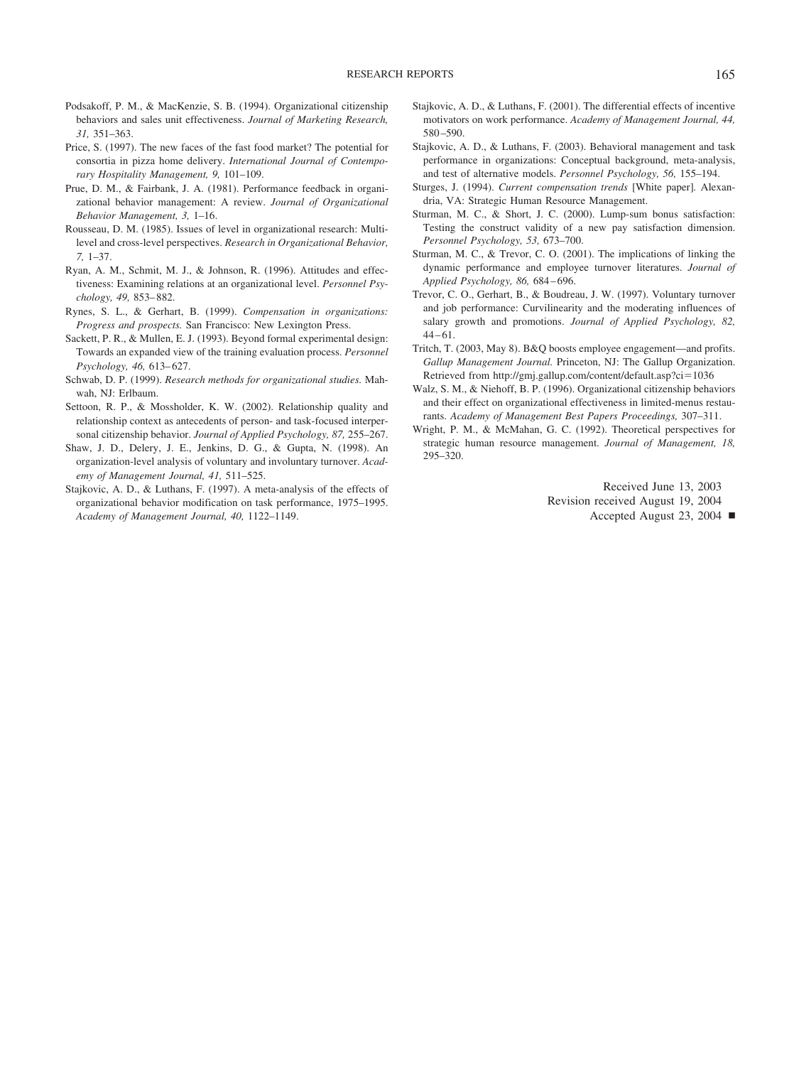Podsakoff, P. M., & MacKenzie, S. B. (1994). Organizational citizenship behaviors and sales unit effectiveness. *Journal of Marketing Research, 31,* 351–363.

Price, S. (1997). The new faces of the fast food market? The potential for consortia in pizza home delivery. *International Journal of Contemporary Hospitality Management, 9,* 101–109.

Prue, D. M., & Fairbank, J. A. (1981). Performance feedback in organizational behavior management: A review. *Journal of Organizational Behavior Management, 3,* 1–16.

Rousseau, D. M. (1985). Issues of level in organizational research: Multilevel and cross-level perspectives. *Research in Organizational Behavior, 7,* 1–37.

Ryan, A. M., Schmit, M. J., & Johnson, R. (1996). Attitudes and effectiveness: Examining relations at an organizational level. *Personnel Psychology, 49,* 853–882.

Rynes, S. L., & Gerhart, B. (1999). *Compensation in organizations: Progress and prospects.* San Francisco: New Lexington Press.

Sackett, P. R., & Mullen, E. J. (1993). Beyond formal experimental design: Towards an expanded view of the training evaluation process. *Personnel Psychology, 46,* 613–627.

Schwab, D. P. (1999). *Research methods for organizational studies.* Mahwah, NJ: Erlbaum.

Settoon, R. P., & Mossholder, K. W. (2002). Relationship quality and relationship context as antecedents of person- and task-focused interpersonal citizenship behavior. *Journal of Applied Psychology, 87,* 255–267.

Shaw, J. D., Delery, J. E., Jenkins, D. G., & Gupta, N. (1998). An organization-level analysis of voluntary and involuntary turnover. *Academy of Management Journal, 41,* 511–525.

Stajkovic, A. D., & Luthans, F. (1997). A meta-analysis of the effects of organizational behavior modification on task performance, 1975–1995. *Academy of Management Journal, 40,* 1122–1149.

Stajkovic, A. D., & Luthans, F. (2001). The differential effects of incentive motivators on work performance. *Academy of Management Journal, 44,* 580–590.

Stajkovic, A. D., & Luthans, F. (2003). Behavioral management and task performance in organizations: Conceptual background, meta-analysis, and test of alternative models. *Personnel Psychology, 56,* 155–194.

Sturges, J. (1994). *Current compensation trends* [White paper]. Alexandria, VA: Strategic Human Resource Management.

Sturman, M. C., & Short, J. C. (2000). Lump-sum bonus satisfaction: Testing the construct validity of a new pay satisfaction dimension. *Personnel Psychology, 53,* 673–700.

Sturman, M. C., & Trevor, C. O. (2001). The implications of linking the dynamic performance and employee turnover literatures. *Journal of Applied Psychology, 86,* 684–696.

Trevor, C. O., Gerhart, B., & Boudreau, J. W. (1997). Voluntary turnover and job performance: Curvilinearity and the moderating influences of salary growth and promotions. *Journal of Applied Psychology, 82,* 44–61.

Tritch, T. (2003, May 8). B&Q boosts employee engagement—and profits. *Gallup Management Journal.* Princeton, NJ: The Gallup Organization. Retrieved from http://gmj.gallup.com/content/default.asp?ci=1036

Walz, S. M., & Niehoff, B. P. (1996). Organizational citizenship behaviors and their effect on organizational effectiveness in limited-menus restaurants. *Academy of Management Best Papers Proceedings,* 307–311.

Wright, P. M., & McMahan, G. C. (1992). Theoretical perspectives for strategic human resource management. *Journal of Management, 18,* 295–320.

Received June 13, 2003
Revision received August 19, 2004
Accepted August 23, 2004 ■